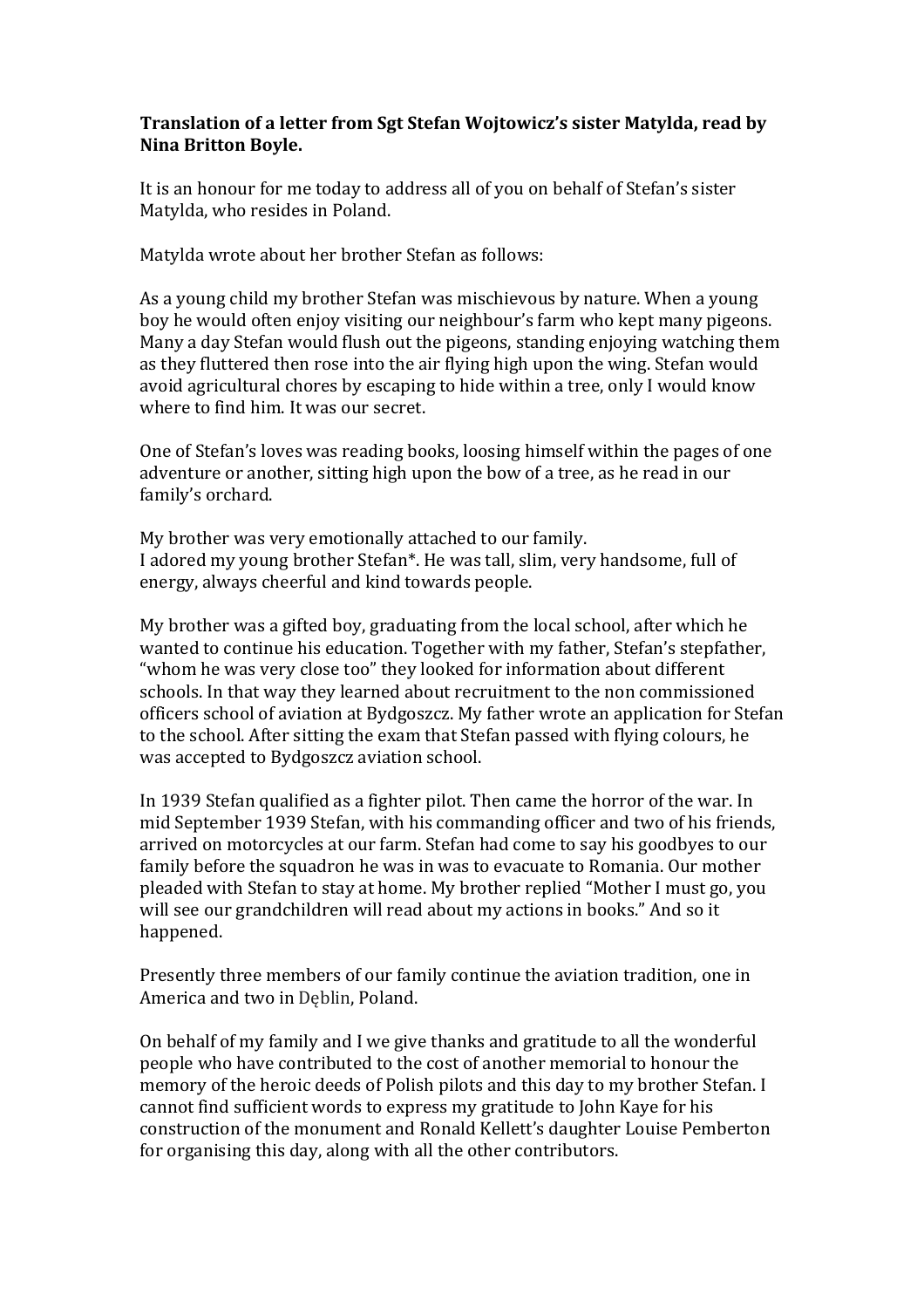**Translation of a letter from Sgt Stefan Wojtowicz's sister Matylda, read by Nina Britton Boyle.**

It is an honour for me today to address all of you on behalf of Stefan's sister Matylda, who resides in Poland.

Matylda wrote about her brother Stefan as follows:

As a young child my brother Stefan was mischievous by nature. When a young boy he would often enjoy visiting our neighbour's farm who kept many pigeons. Many a day Stefan would flush out the pigeons, standing enjoying watching them as they fluttered then rose into the air flying high upon the wing. Stefan would avoid agricultural chores by escaping to hide within a tree, only I would know where to find him. It was our secret.

One of Stefan's loves was reading books, loosing himself within the pages of one adventure or another, sitting high upon the bow of a tree, as he read in our family's orchard.

My brother was very emotionally attached to our family.
I adored my young brother Stefan*. He was tall, slim, very handsome, full of energy, always cheerful and kind towards people.

My brother was a gifted boy, graduating from the local school, after which he wanted to continue his education. Together with my father, Stefan's stepfather, "whom he was very close too" they looked for information about different schools. In that way they learned about recruitment to the non commissioned officers school of aviation at Bydgoszcz. My father wrote an application for Stefan to the school. After sitting the exam that Stefan passed with flying colours, he was accepted to Bydgoszcz aviation school.

In 1939 Stefan qualified as a fighter pilot. Then came the horror of the war. In mid September 1939 Stefan, with his commanding officer and two of his friends, arrived on motorcycles at our farm. Stefan had come to say his goodbyes to our family before the squadron he was in was to evacuate to Romania. Our mother pleaded with Stefan to stay at home. My brother replied "Mother I must go, you will see our grandchildren will read about my actions in books." And so it happened.

Presently three members of our family continue the aviation tradition, one in America and two in Dęblin, Poland.

On behalf of my family and I we give thanks and gratitude to all the wonderful people who have contributed to the cost of another memorial to honour the memory of the heroic deeds of Polish pilots and this day to my brother Stefan. I cannot find sufficient words to express my gratitude to John Kaye for his construction of the monument and Ronald Kellett's daughter Louise Pemberton for organising this day, along with all the other contributors.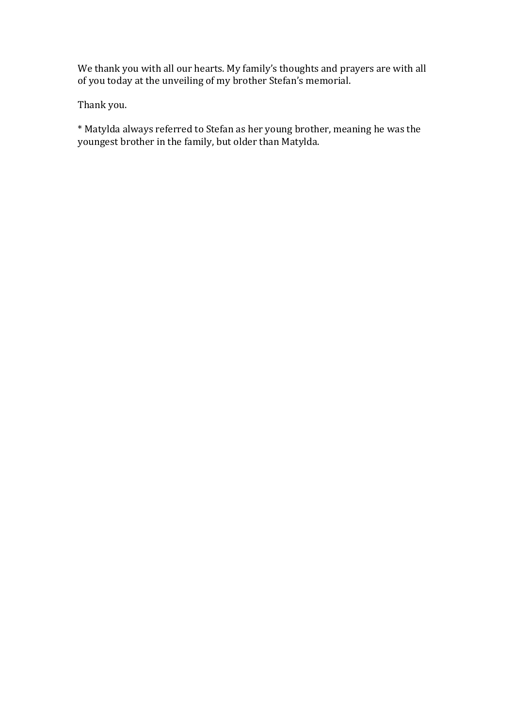We thank you with all our hearts. My family's thoughts and prayers are with all of you today at the unveiling of my brother Stefan's memorial.

Thank you.

* Matylda always referred to Stefan as her young brother, meaning he was the youngest brother in the family, but older than Matylda.